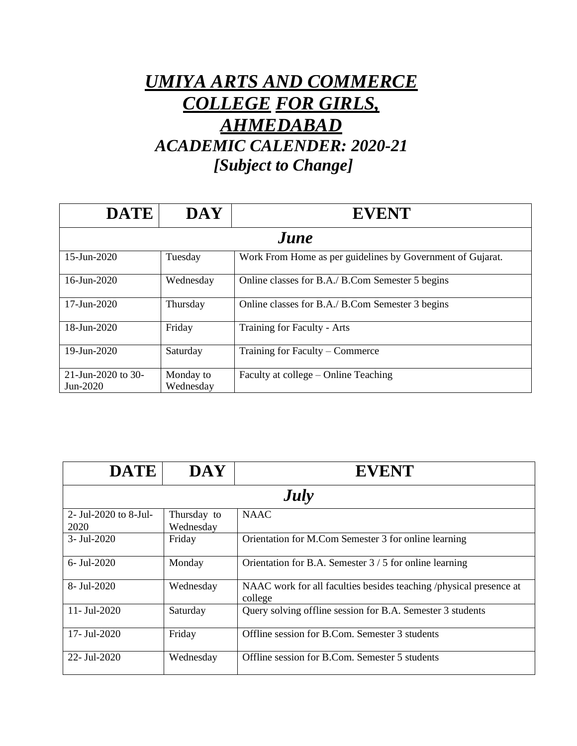# ***UMIYA ARTS AND COMMERCE COLLEGE FOR GIRLS, AHMEDABAD***

## ***ACADEMIC CALENDER: 2020-21***

## ***[Subject to Change]***

| **DATE** | **DAY** | **EVENT** |
|---|---|---|
| ***June*** | | |
| 15-Jun-2020 | Tuesday | Work From Home as per guidelines by Government of Gujarat. |
| 16-Jun-2020 | Wednesday | Online classes for B.A./ B.Com Semester 5 begins |
| 17-Jun-2020 | Thursday | Online classes for B.A./ B.Com Semester 3 begins |
| 18-Jun-2020 | Friday | Training for Faculty - Arts |
| 19-Jun-2020 | Saturday | Training for Faculty – Commerce |
| 21-Jun-2020 to 30-Jun-2020 | Monday to Wednesday | Faculty at college – Online Teaching |

| **DATE** | **DAY** | **EVENT** |
|---|---|---|
| ***July*** | | |
| 2- Jul-2020 to 8-Jul-2020 | Thursday to Wednesday | NAAC |
| 3- Jul-2020 | Friday | Orientation for M.Com Semester 3 for online learning |
| 6- Jul-2020 | Monday | Orientation for B.A. Semester 3 / 5 for online learning |
| 8- Jul-2020 | Wednesday | NAAC work for all faculties besides teaching /physical presence at college |
| 11- Jul-2020 | Saturday | Query solving offline session for B.A. Semester 3 students |
| 17- Jul-2020 | Friday | Offline session for B.Com. Semester 3 students |
| 22- Jul-2020 | Wednesday | Offline session for B.Com. Semester 5 students |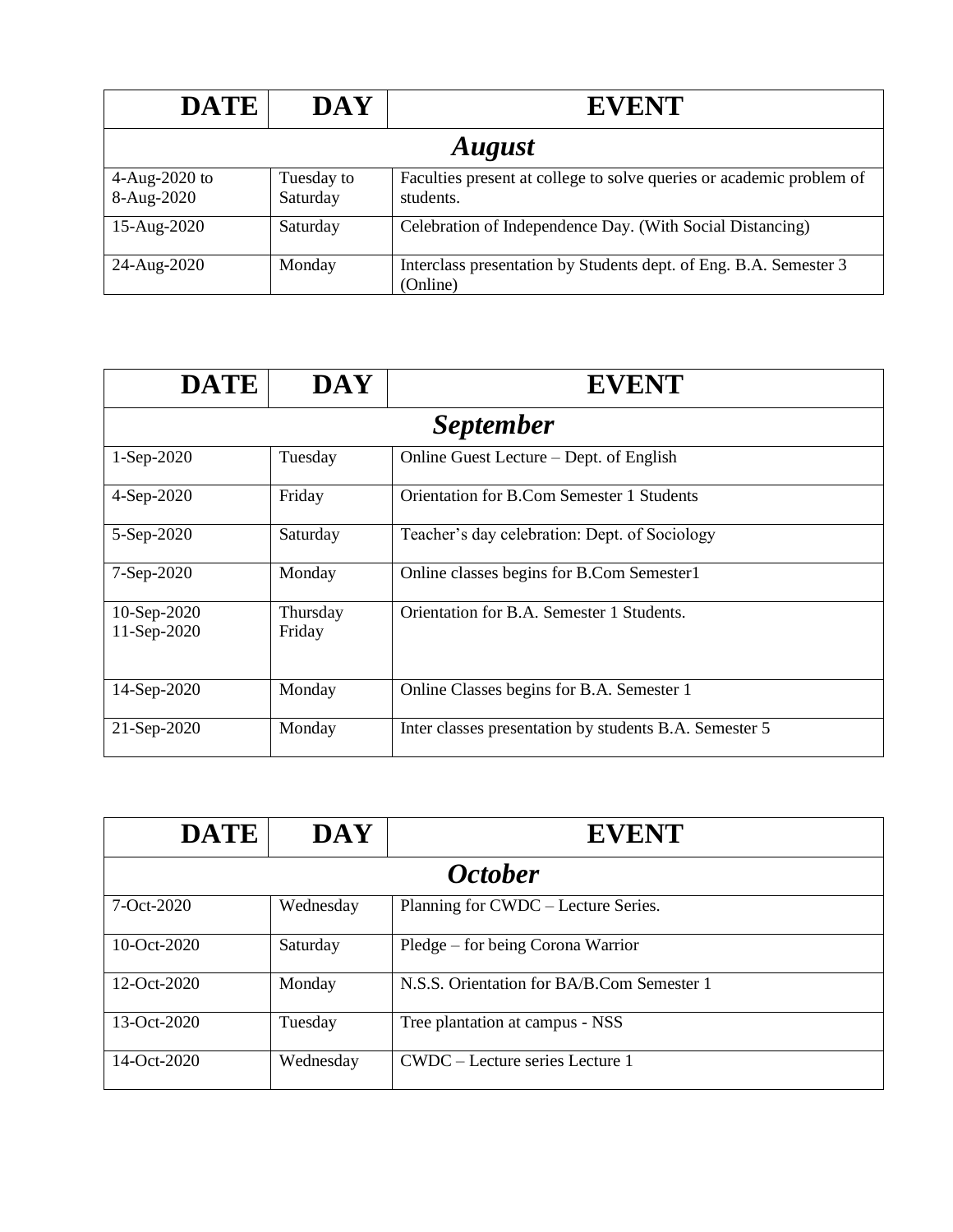| DATE | DAY | EVENT |
|---|---|---|
| ***August*** | | |
| 4-Aug-2020 to 8-Aug-2020 | Tuesday to Saturday | Faculties present at college to solve queries or academic problem of students. |
| 15-Aug-2020 | Saturday | Celebration of Independence Day. (With Social Distancing) |
| 24-Aug-2020 | Monday | Interclass presentation by Students dept. of Eng. B.A. Semester 3 (Online) |

| DATE | DAY | EVENT |
|---|---|---|
| ***September*** | | |
| 1-Sep-2020 | Tuesday | Online Guest Lecture – Dept. of English |
| 4-Sep-2020 | Friday | Orientation for B.Com Semester 1 Students |
| 5-Sep-2020 | Saturday | Teacher's day celebration: Dept. of Sociology |
| 7-Sep-2020 | Monday | Online classes begins for B.Com Semester1 |
| 10-Sep-2020 11-Sep-2020 | Thursday Friday | Orientation for B.A. Semester 1 Students. |
| 14-Sep-2020 | Monday | Online Classes begins for B.A. Semester 1 |
| 21-Sep-2020 | Monday | Inter classes presentation by students B.A. Semester 5 |

| DATE | DAY | EVENT |
|---|---|---|
| ***October*** | | |
| 7-Oct-2020 | Wednesday | Planning for CWDC – Lecture Series. |
| 10-Oct-2020 | Saturday | Pledge – for being Corona Warrior |
| 12-Oct-2020 | Monday | N.S.S. Orientation for BA/B.Com Semester 1 |
| 13-Oct-2020 | Tuesday | Tree plantation at campus - NSS |
| 14-Oct-2020 | Wednesday | CWDC – Lecture series Lecture 1 |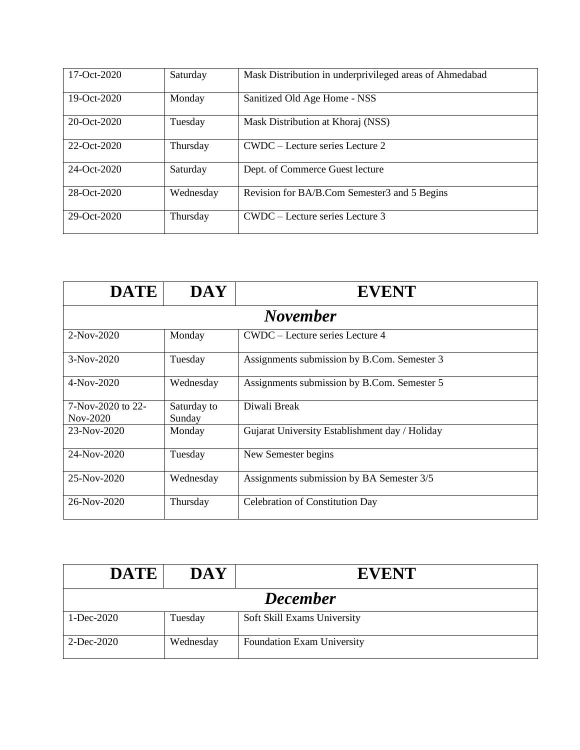| | | |
|---|---|---|
| 17-Oct-2020 | Saturday | Mask Distribution in underprivileged areas of Ahmedabad |
| 19-Oct-2020 | Monday | Sanitized Old Age Home - NSS |
| 20-Oct-2020 | Tuesday | Mask Distribution at Khoraj (NSS) |
| 22-Oct-2020 | Thursday | CWDC – Lecture series Lecture 2 |
| 24-Oct-2020 | Saturday | Dept. of Commerce Guest lecture |
| 28-Oct-2020 | Wednesday | Revision for BA/B.Com Semester3 and 5 Begins |
| 29-Oct-2020 | Thursday | CWDC – Lecture series Lecture 3 |

| DATE | DAY | EVENT |
|---|---|---|
| ***November*** | | |
| 2-Nov-2020 | Monday | CWDC – Lecture series Lecture 4 |
| 3-Nov-2020 | Tuesday | Assignments submission by B.Com. Semester 3 |
| 4-Nov-2020 | Wednesday | Assignments submission by B.Com. Semester 5 |
| 7-Nov-2020 to 22-Nov-2020 | Saturday to Sunday | Diwali Break |
| 23-Nov-2020 | Monday | Gujarat University Establishment day / Holiday |
| 24-Nov-2020 | Tuesday | New Semester begins |
| 25-Nov-2020 | Wednesday | Assignments submission by BA Semester 3/5 |
| 26-Nov-2020 | Thursday | Celebration of Constitution Day |

| DATE | DAY | EVENT |
|---|---|---|
| ***December*** | | |
| 1-Dec-2020 | Tuesday | Soft Skill Exams University |
| 2-Dec-2020 | Wednesday | Foundation Exam University |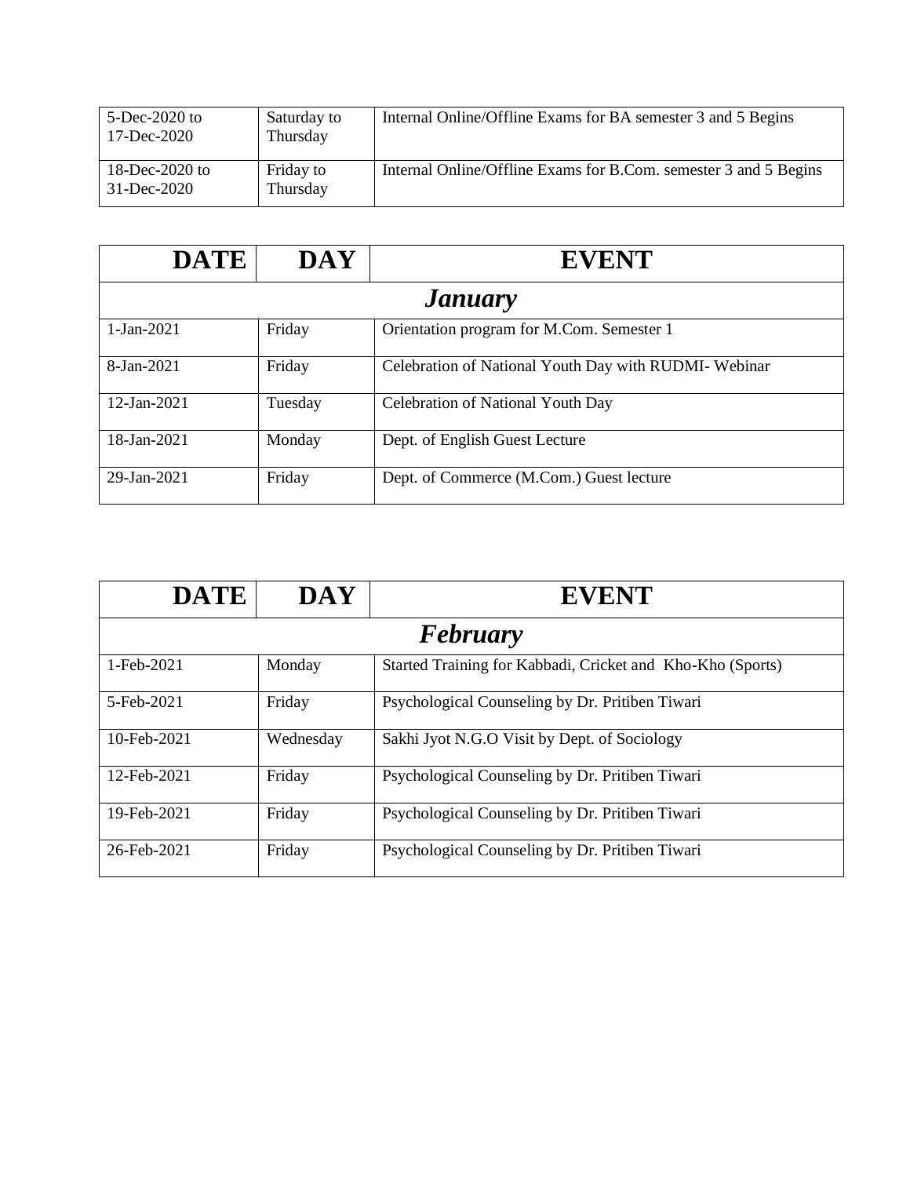| | | |
|---|---|---|
| 5-Dec-2020 to 17-Dec-2020 | Saturday to Thursday | Internal Online/Offline Exams for BA semester 3 and 5 Begins |
| 18-Dec-2020 to 31-Dec-2020 | Friday to Thursday | Internal Online/Offline Exams for B.Com. semester 3 and 5 Begins |

| **DATE** | **DAY** | **EVENT** |
|---|---|---|
| ***January*** | | |
| 1-Jan-2021 | Friday | Orientation program for M.Com. Semester 1 |
| 8-Jan-2021 | Friday | Celebration of National Youth Day with RUDMI- Webinar |
| 12-Jan-2021 | Tuesday | Celebration of National Youth Day |
| 18-Jan-2021 | Monday | Dept. of English Guest Lecture |
| 29-Jan-2021 | Friday | Dept. of Commerce (M.Com.) Guest lecture |

| **DATE** | **DAY** | **EVENT** |
|---|---|---|
| ***February*** | | |
| 1-Feb-2021 | Monday | Started Training for Kabbadi, Cricket and Kho-Kho (Sports) |
| 5-Feb-2021 | Friday | Psychological Counseling by Dr. Pritiben Tiwari |
| 10-Feb-2021 | Wednesday | Sakhi Jyot N.G.O Visit by Dept. of Sociology |
| 12-Feb-2021 | Friday | Psychological Counseling by Dr. Pritiben Tiwari |
| 19-Feb-2021 | Friday | Psychological Counseling by Dr. Pritiben Tiwari |
| 26-Feb-2021 | Friday | Psychological Counseling by Dr. Pritiben Tiwari |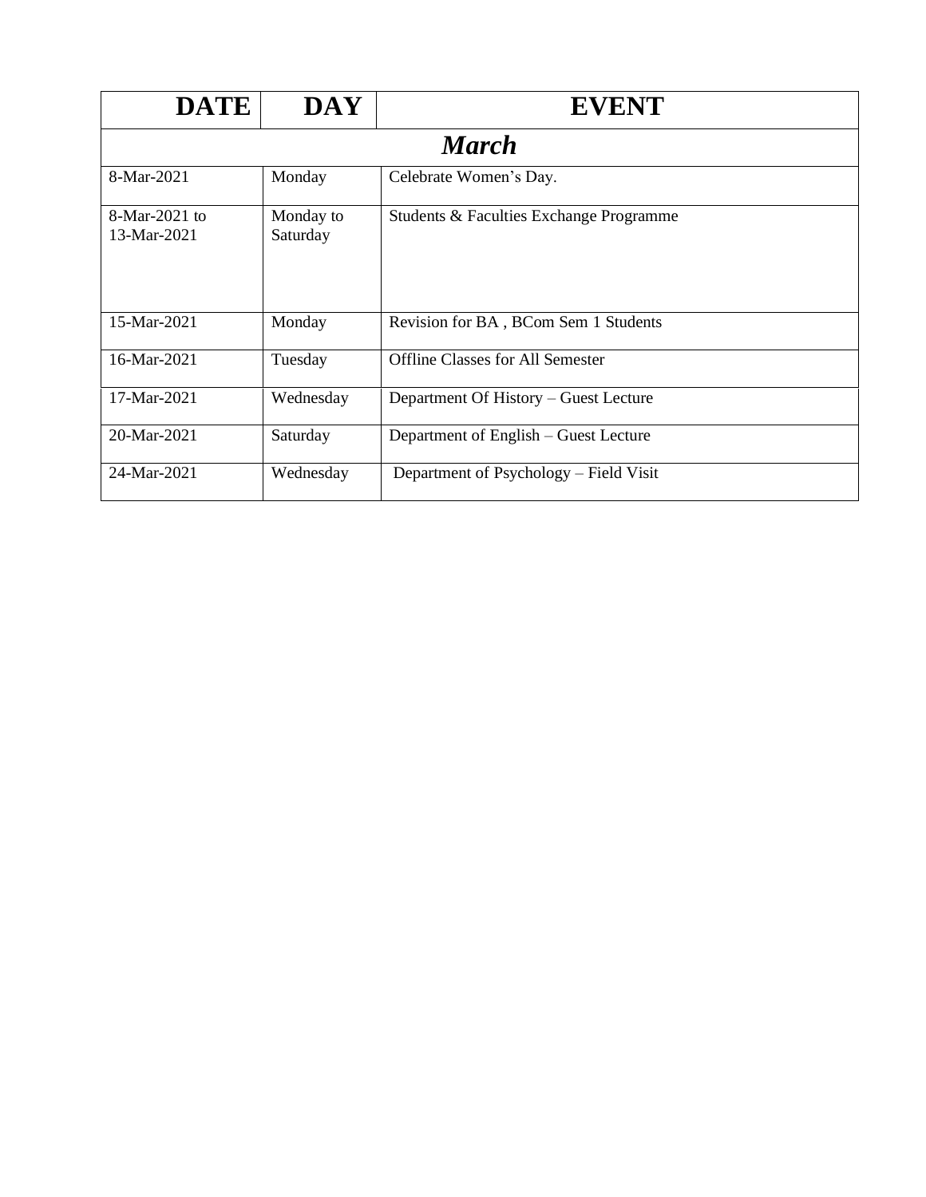| DATE | DAY | EVENT |
|---|---|---|
| ***March*** | | |
| 8-Mar-2021 | Monday | Celebrate Women's Day. |
| 8-Mar-2021 to 13-Mar-2021 | Monday to Saturday | Students & Faculties Exchange Programme |
| 15-Mar-2021 | Monday | Revision for BA , BCom Sem 1 Students |
| 16-Mar-2021 | Tuesday | Offline Classes for All Semester |
| 17-Mar-2021 | Wednesday | Department Of History – Guest Lecture |
| 20-Mar-2021 | Saturday | Department of English – Guest Lecture |
| 24-Mar-2021 | Wednesday | Department of Psychology – Field Visit |